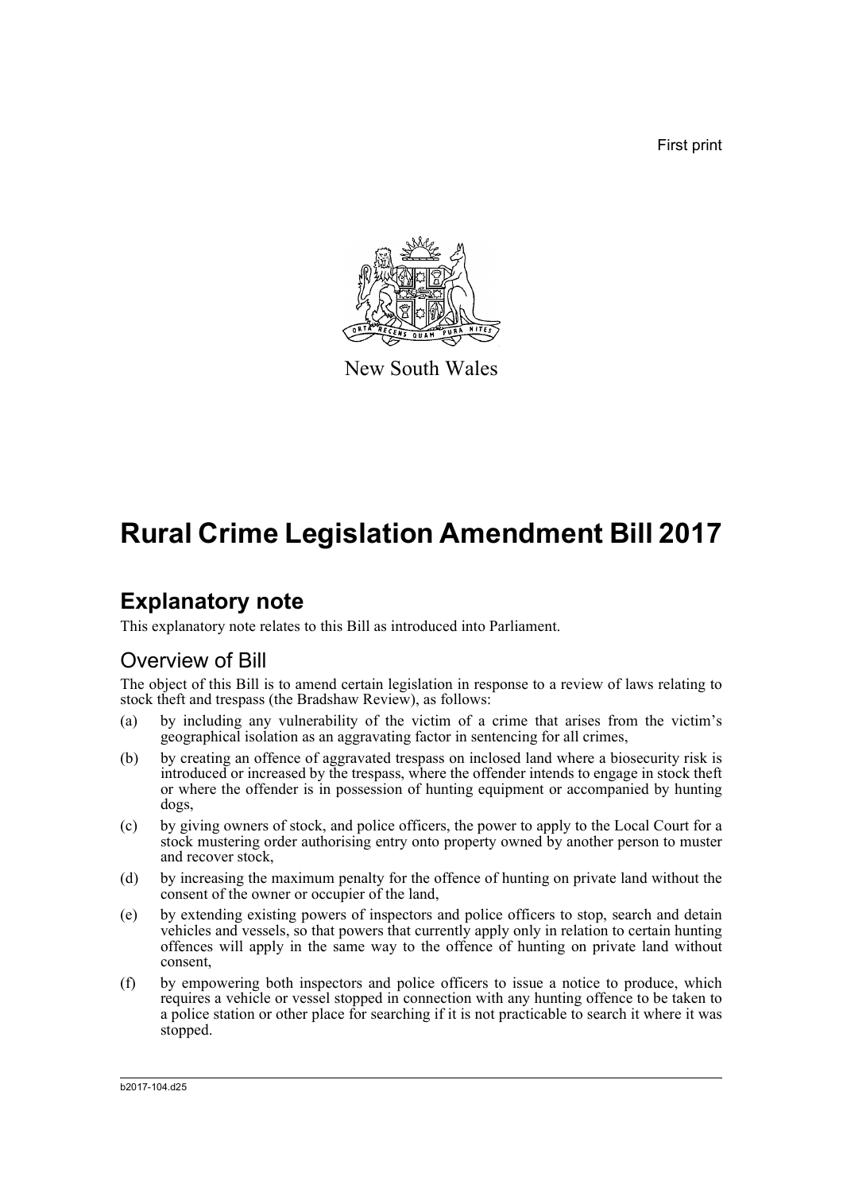First print

New South Wales

# Rural Crime Legislation Amendment Bill 2017

## Explanatory note

This explanatory note relates to this Bill as introduced into Parliament.

### Overview of Bill

The object of this Bill is to amend certain legislation in response to a review of laws relating to stock theft and trespass (the Bradshaw Review), as follows:

(a) by including any vulnerability of the victim of a crime that arises from the victim's geographical isolation as an aggravating factor in sentencing for all crimes,

(b) by creating an offence of aggravated trespass on inclosed land where a biosecurity risk is introduced or increased by the trespass, where the offender intends to engage in stock theft or where the offender is in possession of hunting equipment or accompanied by hunting dogs,

(c) by giving owners of stock, and police officers, the power to apply to the Local Court for a stock mustering order authorising entry onto property owned by another person to muster and recover stock,

(d) by increasing the maximum penalty for the offence of hunting on private land without the consent of the owner or occupier of the land,

(e) by extending existing powers of inspectors and police officers to stop, search and detain vehicles and vessels, so that powers that currently apply only in relation to certain hunting offences will apply in the same way to the offence of hunting on private land without consent,

(f) by empowering both inspectors and police officers to issue a notice to produce, which requires a vehicle or vessel stopped in connection with any hunting offence to be taken to a police station or other place for searching if it is not practicable to search it where it was stopped.

b2017-104.d25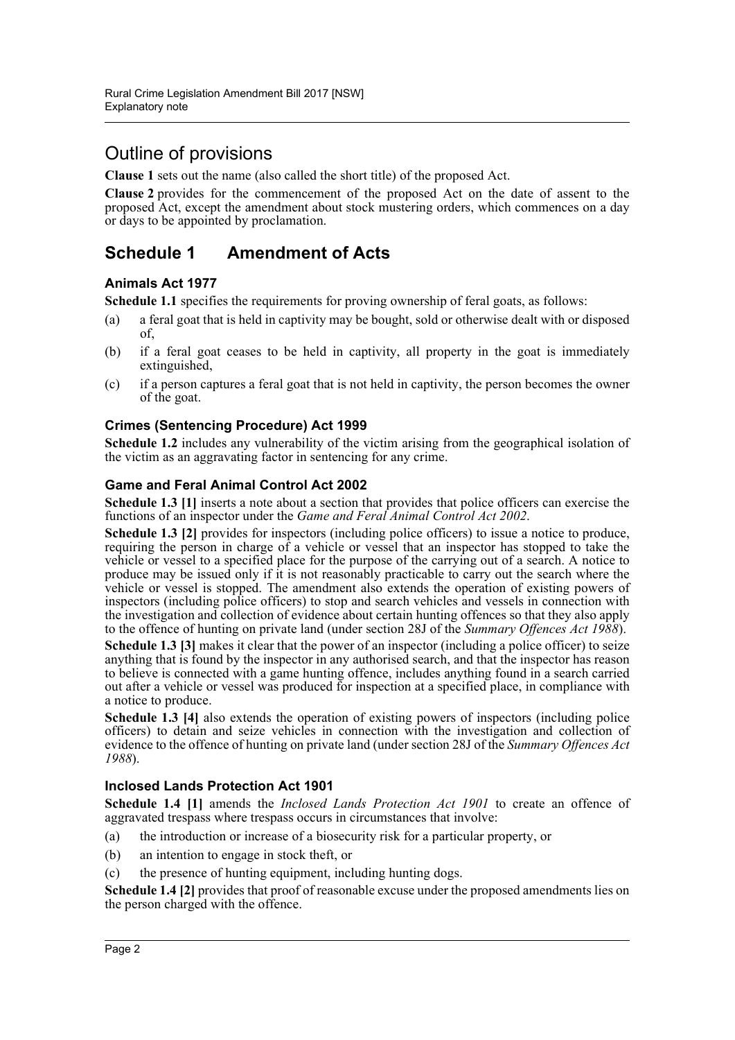## Outline of provisions

**Clause 1** sets out the name (also called the short title) of the proposed Act.

**Clause 2** provides for the commencement of the proposed Act on the date of assent to the proposed Act, except the amendment about stock mustering orders, which commences on a day or days to be appointed by proclamation.

# Schedule 1 Amendment of Acts

### Animals Act 1977

**Schedule 1.1** specifies the requirements for proving ownership of feral goats, as follows:

(a) a feral goat that is held in captivity may be bought, sold or otherwise dealt with or disposed of,

(b) if a feral goat ceases to be held in captivity, all property in the goat is immediately extinguished,

(c) if a person captures a feral goat that is not held in captivity, the person becomes the owner of the goat.

### Crimes (Sentencing Procedure) Act 1999

**Schedule 1.2** includes any vulnerability of the victim arising from the geographical isolation of the victim as an aggravating factor in sentencing for any crime.

### Game and Feral Animal Control Act 2002

**Schedule 1.3 [1]** inserts a note about a section that provides that police officers can exercise the functions of an inspector under the *Game and Feral Animal Control Act 2002*.

**Schedule 1.3 [2]** provides for inspectors (including police officers) to issue a notice to produce, requiring the person in charge of a vehicle or vessel that an inspector has stopped to take the vehicle or vessel to a specified place for the purpose of the carrying out of a search. A notice to produce may be issued only if it is not reasonably practicable to carry out the search where the vehicle or vessel is stopped. The amendment also extends the operation of existing powers of inspectors (including police officers) to stop and search vehicles and vessels in connection with the investigation and collection of evidence about certain hunting offences so that they also apply to the offence of hunting on private land (under section 28J of the *Summary Offences Act 1988*).

**Schedule 1.3 [3]** makes it clear that the power of an inspector (including a police officer) to seize anything that is found by the inspector in any authorised search, and that the inspector has reason to believe is connected with a game hunting offence, includes anything found in a search carried out after a vehicle or vessel was produced for inspection at a specified place, in compliance with a notice to produce.

**Schedule 1.3 [4]** also extends the operation of existing powers of inspectors (including police officers) to detain and seize vehicles in connection with the investigation and collection of evidence to the offence of hunting on private land (under section 28J of the *Summary Offences Act 1988*).

### Inclosed Lands Protection Act 1901

**Schedule 1.4 [1]** amends the *Inclosed Lands Protection Act 1901* to create an offence of aggravated trespass where trespass occurs in circumstances that involve:

(a) the introduction or increase of a biosecurity risk for a particular property, or

(b) an intention to engage in stock theft, or

(c) the presence of hunting equipment, including hunting dogs.

**Schedule 1.4 [2]** provides that proof of reasonable excuse under the proposed amendments lies on the person charged with the offence.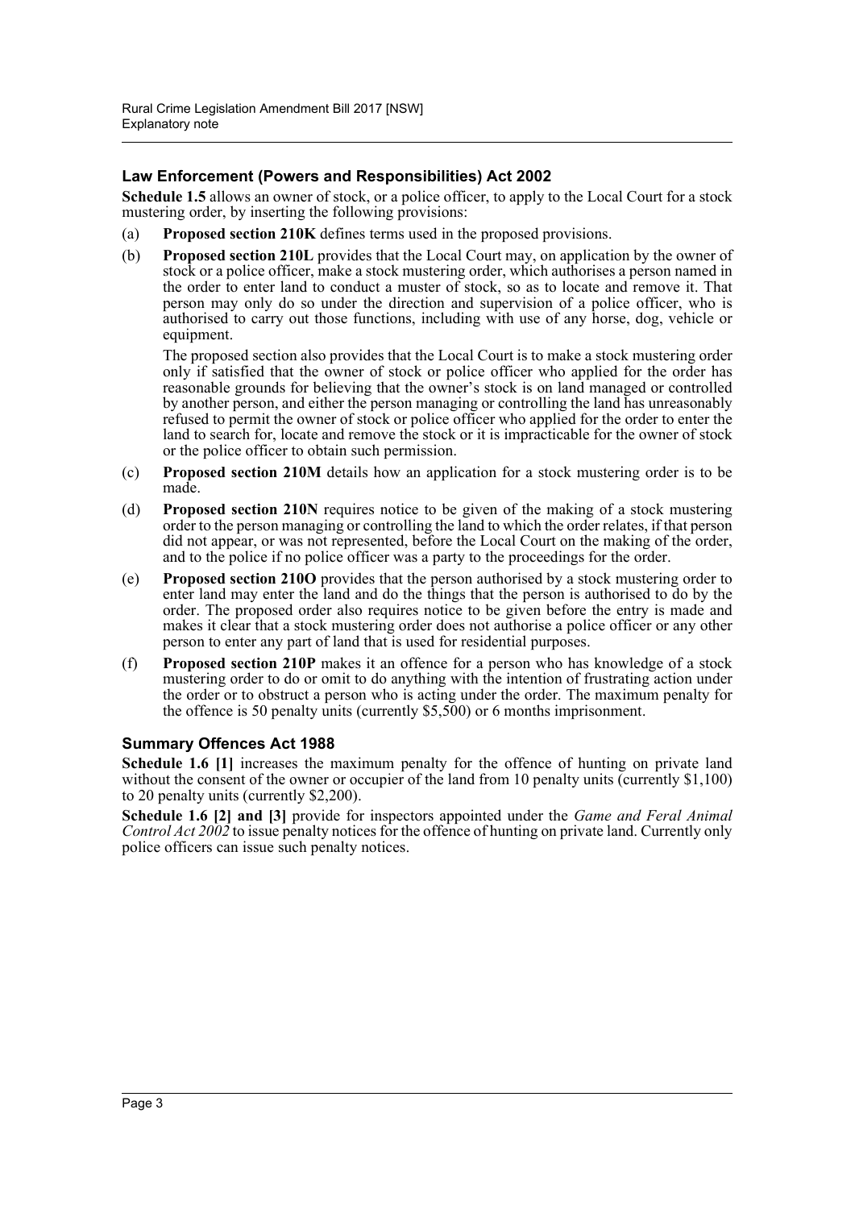## Law Enforcement (Powers and Responsibilities) Act 2002

**Schedule 1.5** allows an owner of stock, or a police officer, to apply to the Local Court for a stock mustering order, by inserting the following provisions:

(a) **Proposed section 210K** defines terms used in the proposed provisions.

(b) **Proposed section 210L** provides that the Local Court may, on application by the owner of stock or a police officer, make a stock mustering order, which authorises a person named in the order to enter land to conduct a muster of stock, so as to locate and remove it. That person may only do so under the direction and supervision of a police officer, who is authorised to carry out those functions, including with use of any horse, dog, vehicle or equipment.

The proposed section also provides that the Local Court is to make a stock mustering order only if satisfied that the owner of stock or police officer who applied for the order has reasonable grounds for believing that the owner's stock is on land managed or controlled by another person, and either the person managing or controlling the land has unreasonably refused to permit the owner of stock or police officer who applied for the order to enter the land to search for, locate and remove the stock or it is impracticable for the owner of stock or the police officer to obtain such permission.

(c) **Proposed section 210M** details how an application for a stock mustering order is to be made.

(d) **Proposed section 210N** requires notice to be given of the making of a stock mustering order to the person managing or controlling the land to which the order relates, if that person did not appear, or was not represented, before the Local Court on the making of the order, and to the police if no police officer was a party to the proceedings for the order.

(e) **Proposed section 210O** provides that the person authorised by a stock mustering order to enter land may enter the land and do the things that the person is authorised to do by the order. The proposed order also requires notice to be given before the entry is made and makes it clear that a stock mustering order does not authorise a police officer or any other person to enter any part of land that is used for residential purposes.

(f) **Proposed section 210P** makes it an offence for a person who has knowledge of a stock mustering order to do or omit to do anything with the intention of frustrating action under the order or to obstruct a person who is acting under the order. The maximum penalty for the offence is 50 penalty units (currently $5,500) or 6 months imprisonment.

## Summary Offences Act 1988

**Schedule 1.6 [1]** increases the maximum penalty for the offence of hunting on private land without the consent of the owner or occupier of the land from 10 penalty units (currently $1,100) to 20 penalty units (currently $2,200).

**Schedule 1.6 [2] and [3]** provide for inspectors appointed under the *Game and Feral Animal Control Act 2002* to issue penalty notices for the offence of hunting on private land. Currently only police officers can issue such penalty notices.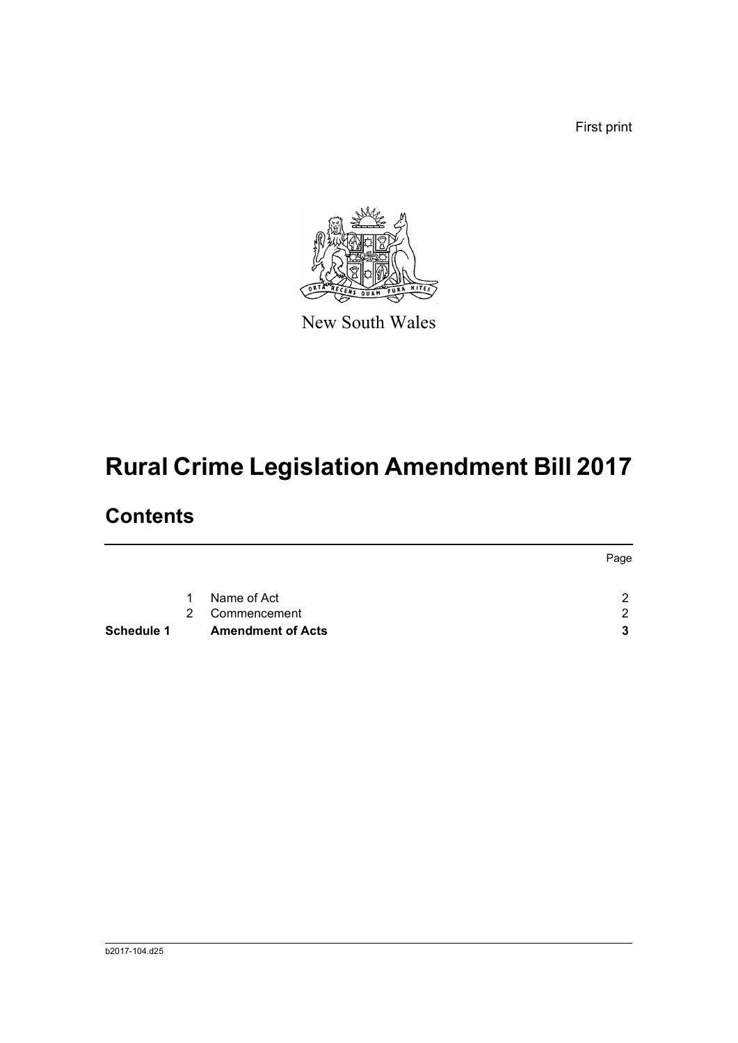First print

New South Wales

# Rural Crime Legislation Amendment Bill 2017

## Contents

| | | | Page |
|---|---|---|---|
| | 1 | Name of Act | 2 |
| | 2 | Commencement | 2 |
| **Schedule 1** | | **Amendment of Acts** | **3** |

b2017-104.d25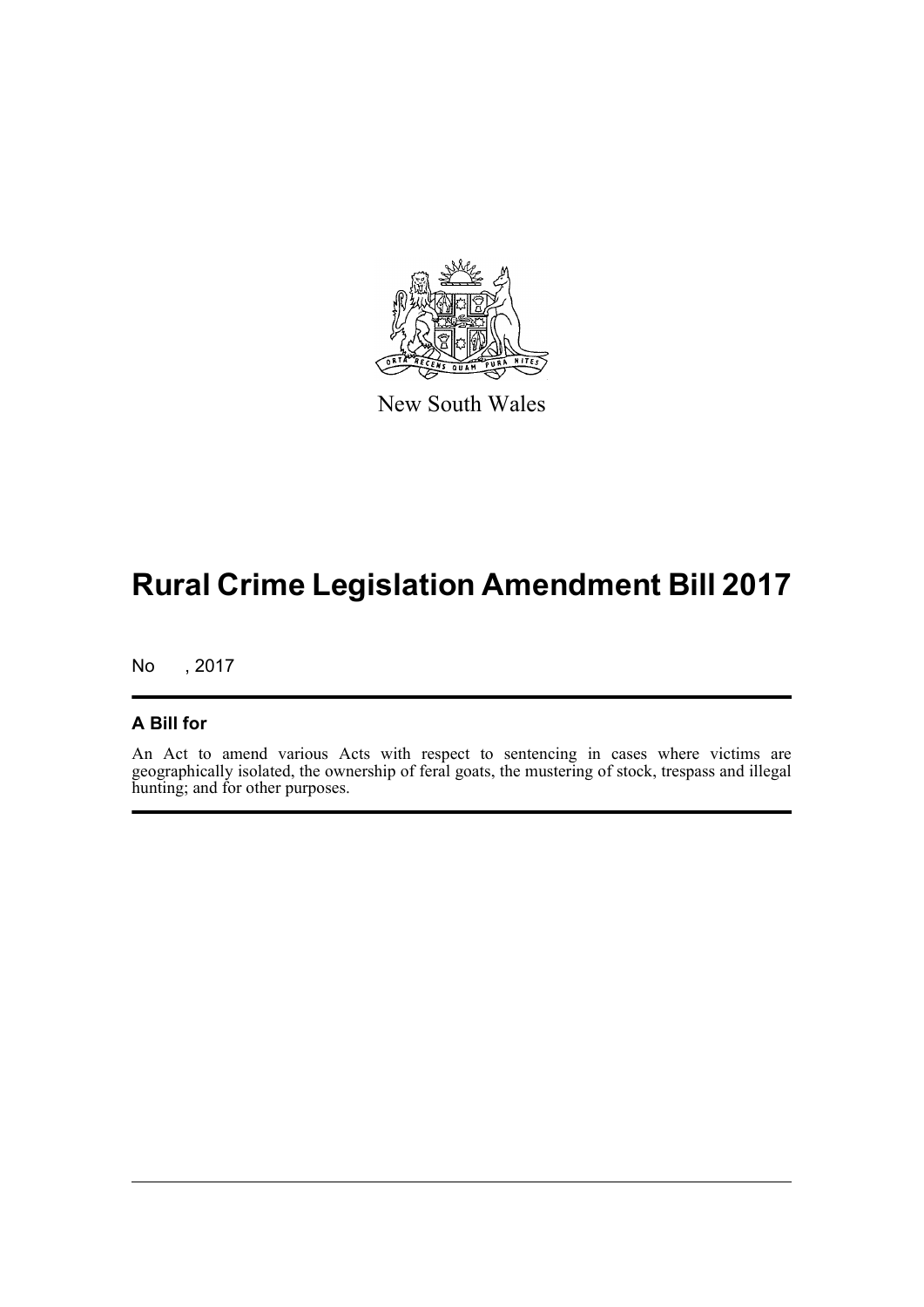New South Wales

# Rural Crime Legislation Amendment Bill 2017

No , 2017

## A Bill for

An Act to amend various Acts with respect to sentencing in cases where victims are geographically isolated, the ownership of feral goats, the mustering of stock, trespass and illegal hunting; and for other purposes.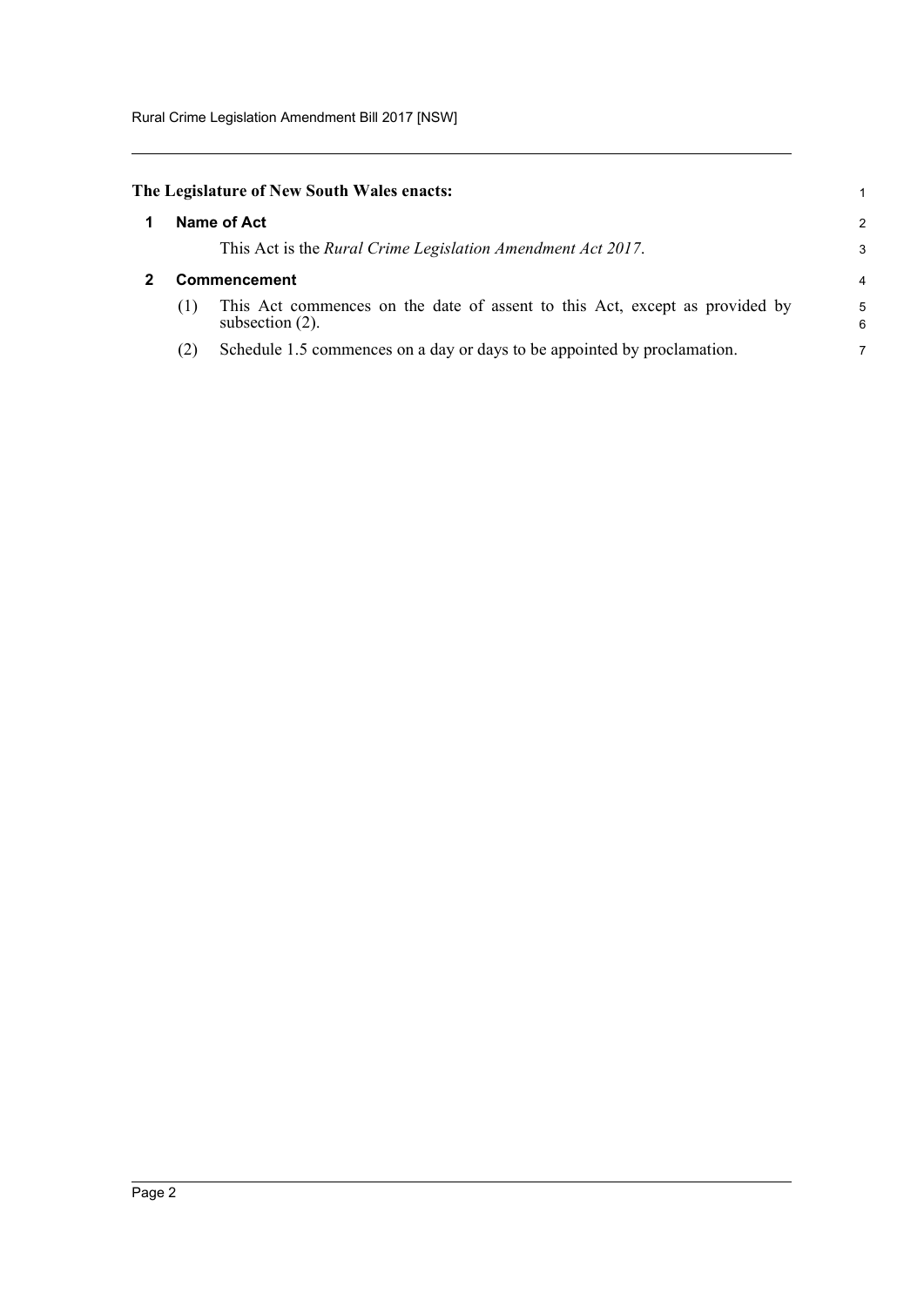**The Legislature of New South Wales enacts:**

## 1 Name of Act

This Act is the *Rural Crime Legislation Amendment Act 2017*.

## 2 Commencement

(1) This Act commences on the date of assent to this Act, except as provided by subsection (2).

(2) Schedule 1.5 commences on a day or days to be appointed by proclamation.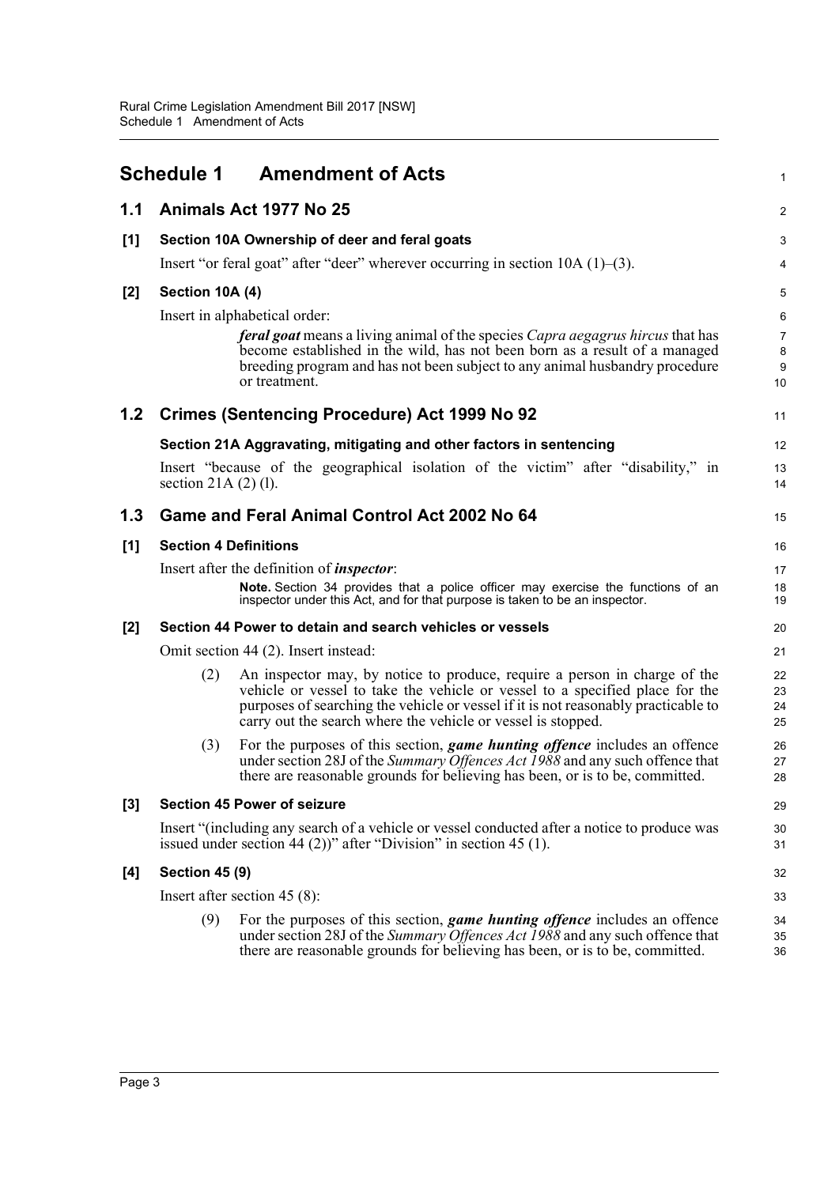# Schedule 1 Amendment of Acts

## 1.1 Animals Act 1977 No 25

### [1] Section 10A Ownership of deer and feral goats

Insert "or feral goat" after "deer" wherever occurring in section 10A (1)–(3).

### [2] Section 10A (4)

Insert in alphabetical order:

> ***feral goat*** means a living animal of the species *Capra aegagrus hircus* that has become established in the wild, has not been born as a result of a managed breeding program and has not been subject to any animal husbandry procedure or treatment.

## 1.2 Crimes (Sentencing Procedure) Act 1999 No 92

### Section 21A Aggravating, mitigating and other factors in sentencing

Insert "because of the geographical isolation of the victim" after "disability," in section 21A (2) (l).

## 1.3 Game and Feral Animal Control Act 2002 No 64

### [1] Section 4 Definitions

Insert after the definition of ***inspector***:

> **Note.** Section 34 provides that a police officer may exercise the functions of an inspector under this Act, and for that purpose is taken to be an inspector.

### [2] Section 44 Power to detain and search vehicles or vessels

Omit section 44 (2). Insert instead:

> (2) An inspector may, by notice to produce, require a person in charge of the vehicle or vessel to take the vehicle or vessel to a specified place for the purposes of searching the vehicle or vessel if it is not reasonably practicable to carry out the search where the vehicle or vessel is stopped.
>
> (3) For the purposes of this section, ***game hunting offence*** includes an offence under section 28J of the *Summary Offences Act 1988* and any such offence that there are reasonable grounds for believing has been, or is to be, committed.

### [3] Section 45 Power of seizure

Insert "(including any search of a vehicle or vessel conducted after a notice to produce was issued under section 44 (2))" after "Division" in section 45 (1).

### [4] Section 45 (9)

Insert after section 45 (8):

> (9) For the purposes of this section, ***game hunting offence*** includes an offence under section 28J of the *Summary Offences Act 1988* and any such offence that there are reasonable grounds for believing has been, or is to be, committed.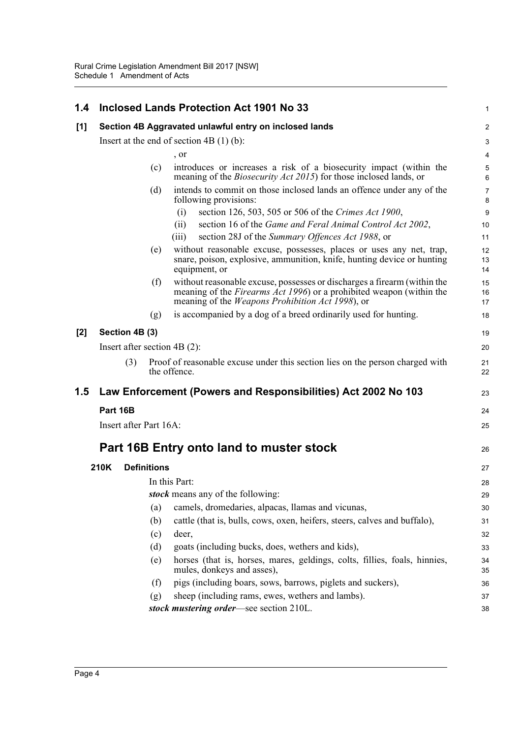## 1.4 Inclosed Lands Protection Act 1901 No 33

### [1] Section 4B Aggravated unlawful entry on inclosed lands

Insert at the end of section 4B (1) (b):

, or

(c) introduces or increases a risk of a biosecurity impact (within the meaning of the *Biosecurity Act 2015*) for those inclosed lands, or

(d) intends to commit on those inclosed lands an offence under any of the following provisions:

(i) section 126, 503, 505 or 506 of the *Crimes Act 1900*,

(ii) section 16 of the *Game and Feral Animal Control Act 2002*,

(iii) section 28J of the *Summary Offences Act 1988*, or

(e) without reasonable excuse, possesses, places or uses any net, trap, snare, poison, explosive, ammunition, knife, hunting device or hunting equipment, or

(f) without reasonable excuse, possesses or discharges a firearm (within the meaning of the *Firearms Act 1996*) or a prohibited weapon (within the meaning of the *Weapons Prohibition Act 1998*), or

(g) is accompanied by a dog of a breed ordinarily used for hunting.

### [2] Section 4B (3)

Insert after section 4B (2):

(3) Proof of reasonable excuse under this section lies on the person charged with the offence.

## 1.5 Law Enforcement (Powers and Responsibilities) Act 2002 No 103

### Part 16B

Insert after Part 16A:

## Part 16B Entry onto land to muster stock

### 210K Definitions

In this Part:

***stock*** means any of the following:

(a) camels, dromedaries, alpacas, llamas and vicunas,

(b) cattle (that is, bulls, cows, oxen, heifers, steers, calves and buffalo),

(c) deer,

(d) goats (including bucks, does, wethers and kids),

(e) horses (that is, horses, mares, geldings, colts, fillies, foals, hinnies, mules, donkeys and asses),

(f) pigs (including boars, sows, barrows, piglets and suckers),

(g) sheep (including rams, ewes, wethers and lambs).

***stock mustering order***—see section 210L.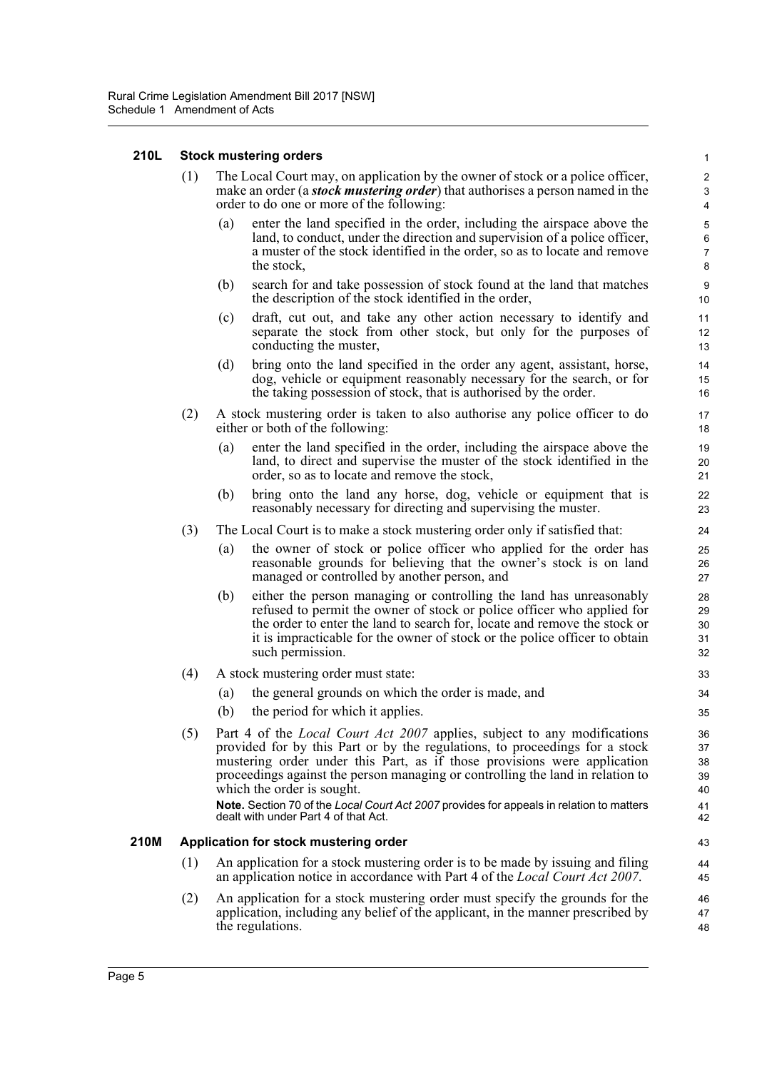#### 210L Stock mustering orders

(1) The Local Court may, on application by the owner of stock or a police officer, make an order (a ***stock mustering order***) that authorises a person named in the order to do one or more of the following:

(a) enter the land specified in the order, including the airspace above the land, to conduct, under the direction and supervision of a police officer, a muster of the stock identified in the order, so as to locate and remove the stock,

(b) search for and take possession of stock found at the land that matches the description of the stock identified in the order,

(c) draft, cut out, and take any other action necessary to identify and separate the stock from other stock, but only for the purposes of conducting the muster,

(d) bring onto the land specified in the order any agent, assistant, horse, dog, vehicle or equipment reasonably necessary for the search, or for the taking possession of stock, that is authorised by the order.

(2) A stock mustering order is taken to also authorise any police officer to do either or both of the following:

(a) enter the land specified in the order, including the airspace above the land, to direct and supervise the muster of the stock identified in the order, so as to locate and remove the stock,

(b) bring onto the land any horse, dog, vehicle or equipment that is reasonably necessary for directing and supervising the muster.

(3) The Local Court is to make a stock mustering order only if satisfied that:

(a) the owner of stock or police officer who applied for the order has reasonable grounds for believing that the owner's stock is on land managed or controlled by another person, and

(b) either the person managing or controlling the land has unreasonably refused to permit the owner of stock or police officer who applied for the order to enter the land to search for, locate and remove the stock or it is impracticable for the owner of stock or the police officer to obtain such permission.

(4) A stock mustering order must state:

(a) the general grounds on which the order is made, and

(b) the period for which it applies.

(5) Part 4 of the *Local Court Act 2007* applies, subject to any modifications provided for by this Part or by the regulations, to proceedings for a stock mustering order under this Part, as if those provisions were application proceedings against the person managing or controlling the land in relation to which the order is sought.

**Note.** Section 70 of the *Local Court Act 2007* provides for appeals in relation to matters dealt with under Part 4 of that Act.

#### 210M Application for stock mustering order

(1) An application for a stock mustering order is to be made by issuing and filing an application notice in accordance with Part 4 of the *Local Court Act 2007*.

(2) An application for a stock mustering order must specify the grounds for the application, including any belief of the applicant, in the manner prescribed by the regulations.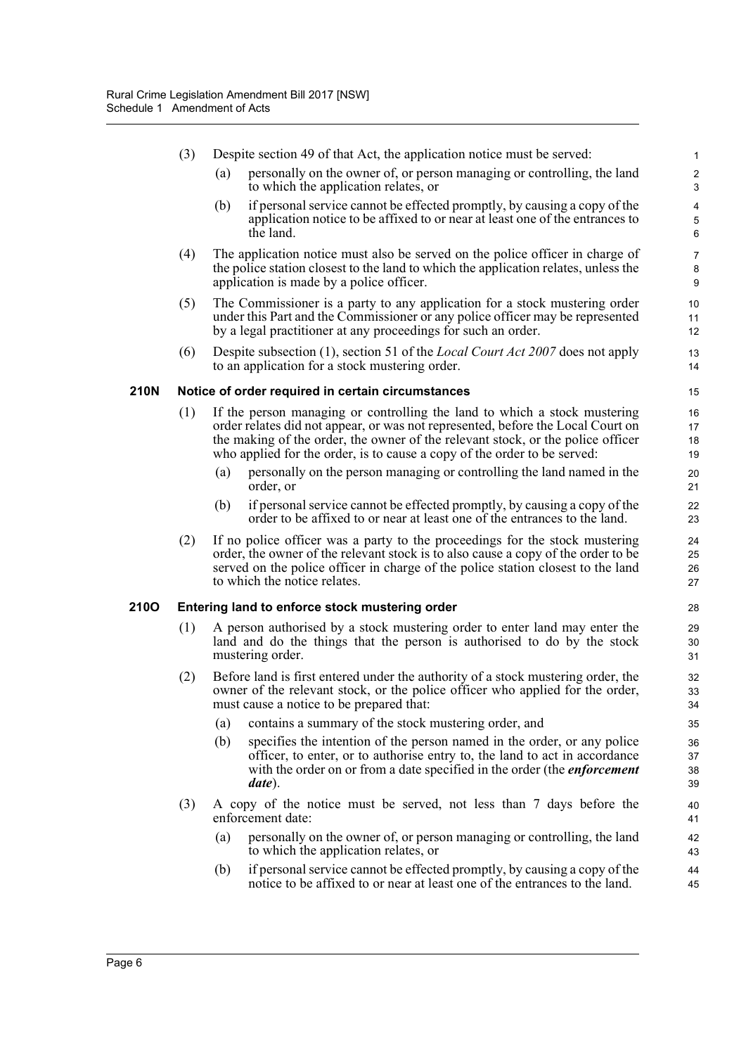(3) Despite section 49 of that Act, the application notice must be served:

(a) personally on the owner of, or person managing or controlling, the land to which the application relates, or

(b) if personal service cannot be effected promptly, by causing a copy of the application notice to be affixed to or near at least one of the entrances to the land.

(4) The application notice must also be served on the police officer in charge of the police station closest to the land to which the application relates, unless the application is made by a police officer.

(5) The Commissioner is a party to any application for a stock mustering order under this Part and the Commissioner or any police officer may be represented by a legal practitioner at any proceedings for such an order.

(6) Despite subsection (1), section 51 of the *Local Court Act 2007* does not apply to an application for a stock mustering order.

### 210N Notice of order required in certain circumstances

(1) If the person managing or controlling the land to which a stock mustering order relates did not appear, or was not represented, before the Local Court on the making of the order, the owner of the relevant stock, or the police officer who applied for the order, is to cause a copy of the order to be served:

(a) personally on the person managing or controlling the land named in the order, or

(b) if personal service cannot be effected promptly, by causing a copy of the order to be affixed to or near at least one of the entrances to the land.

(2) If no police officer was a party to the proceedings for the stock mustering order, the owner of the relevant stock is to also cause a copy of the order to be served on the police officer in charge of the police station closest to the land to which the notice relates.

### 210O Entering land to enforce stock mustering order

(1) A person authorised by a stock mustering order to enter land may enter the land and do the things that the person is authorised to do by the stock mustering order.

(2) Before land is first entered under the authority of a stock mustering order, the owner of the relevant stock, or the police officer who applied for the order, must cause a notice to be prepared that:

(a) contains a summary of the stock mustering order, and

(b) specifies the intention of the person named in the order, or any police officer, to enter, or to authorise entry to, the land to act in accordance with the order on or from a date specified in the order (the ***enforcement date***).

(3) A copy of the notice must be served, not less than 7 days before the enforcement date:

(a) personally on the owner of, or person managing or controlling, the land to which the application relates, or

(b) if personal service cannot be effected promptly, by causing a copy of the notice to be affixed to or near at least one of the entrances to the land.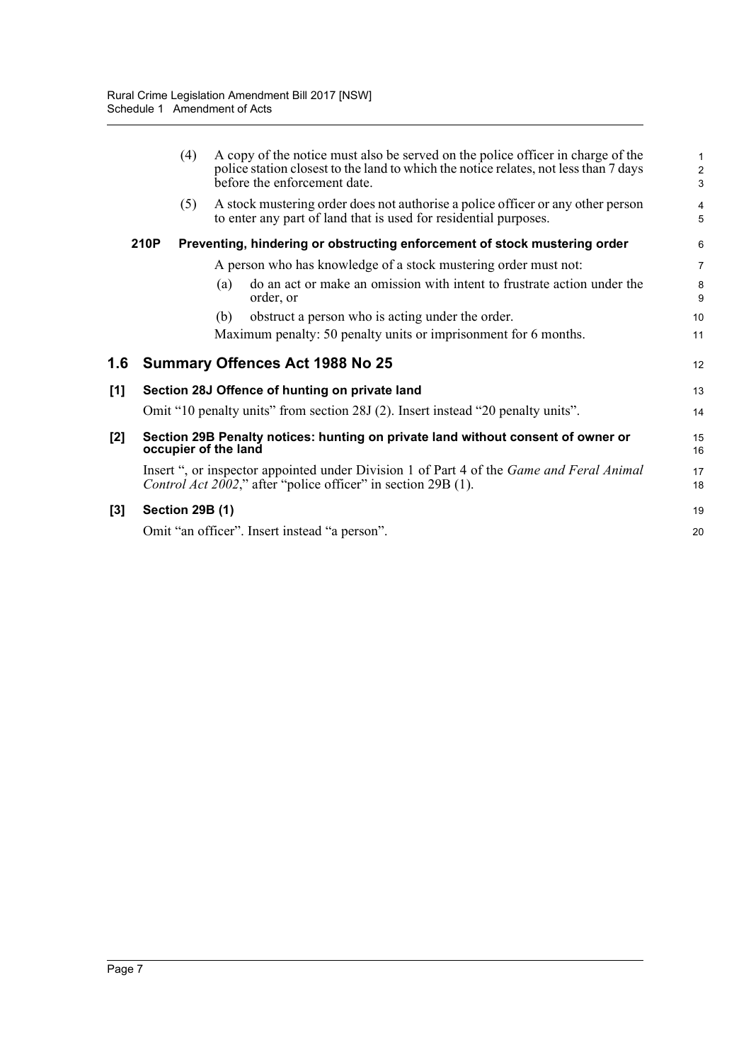(4) A copy of the notice must also be served on the police officer in charge of the police station closest to the land to which the notice relates, not less than 7 days before the enforcement date.

(5) A stock mustering order does not authorise a police officer or any other person to enter any part of land that is used for residential purposes.

**210P Preventing, hindering or obstructing enforcement of stock mustering order**

A person who has knowledge of a stock mustering order must not:

(a) do an act or make an omission with intent to frustrate action under the order, or

(b) obstruct a person who is acting under the order.

Maximum penalty: 50 penalty units or imprisonment for 6 months.

## 1.6 Summary Offences Act 1988 No 25

**[1] Section 28J Offence of hunting on private land**

Omit "10 penalty units" from section 28J (2). Insert instead "20 penalty units".

**[2] Section 29B Penalty notices: hunting on private land without consent of owner or occupier of the land**

Insert ", or inspector appointed under Division 1 of Part 4 of the *Game and Feral Animal Control Act 2002*," after "police officer" in section 29B (1).

**[3] Section 29B (1)**

Omit "an officer". Insert instead "a person".